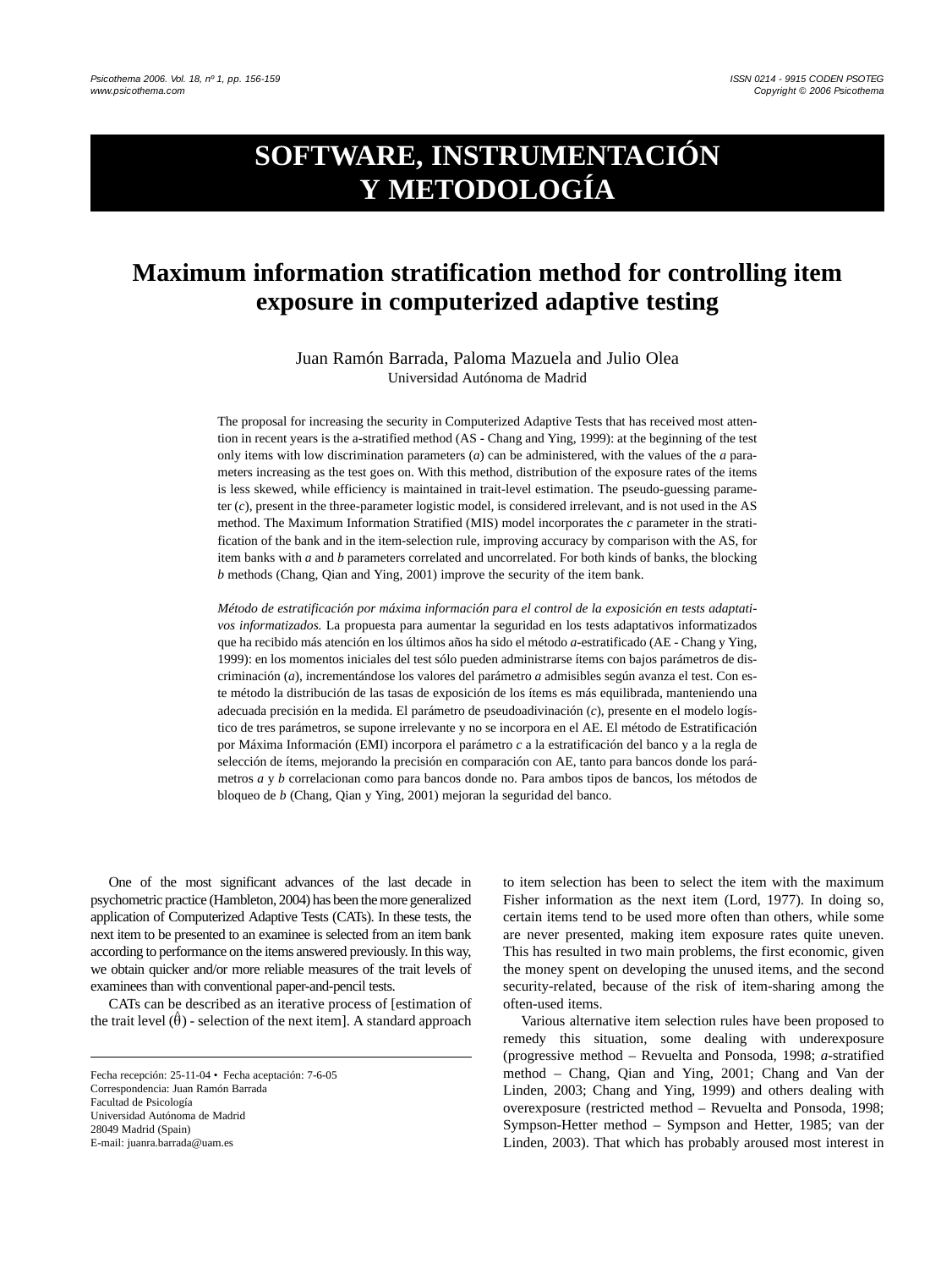# SOFTWARE, INSTRUMENTACIÓN Y METODOLOGÍA

## Maximum information stratification method for controlling item exposure in computerized adaptive testing

Juan Ramón Barrada, Paloma Mazuela and Julio Olea
Universidad Autónoma de Madrid

The proposal for increasing the security in Computerized Adaptive Tests that has received most attention in recent years is the a-stratified method (AS - Chang and Ying, 1999): at the beginning of the test only items with low discrimination parameters (*a*) can be administered, with the values of the *a* parameters increasing as the test goes on. With this method, distribution of the exposure rates of the items is less skewed, while efficiency is maintained in trait-level estimation. The pseudo-guessing parameter (*c*), present in the three-parameter logistic model, is considered irrelevant, and is not used in the AS method. The Maximum Information Stratified (MIS) model incorporates the *c* parameter in the stratification of the bank and in the item-selection rule, improving accuracy by comparison with the AS, for item banks with *a* and *b* parameters correlated and uncorrelated. For both kinds of banks, the blocking *b* methods (Chang, Qian and Ying, 2001) improve the security of the item bank.

*Método de estratificación por máxima información para el control de la exposición en tests adaptativos informatizados.* La propuesta para aumentar la seguridad en los tests adaptativos informatizados que ha recibido más atención en los últimos años ha sido el método *a*-estratificado (AE - Chang y Ying, 1999): en los momentos iniciales del test sólo pueden administrarse ítems con bajos parámetros de discriminación (*a*), incrementándose los valores del parámetro *a* admisibles según avanza el test. Con este método la distribución de las tasas de exposición de los ítems es más equilibrada, manteniendo una adecuada precisión en la medida. El parámetro de pseudoadivinación (*c*), presente en el modelo logístico de tres parámetros, se supone irrelevante y no se incorpora en el AE. El método de Estratificación por Máxima Información (EMI) incorpora el parámetro *c* a la estratificación del banco y a la regla de selección de ítems, mejorando la precisión en comparación con AE, tanto para bancos donde los parámetros *a* y *b* correlacionan como para bancos donde no. Para ambos tipos de bancos, los métodos de bloqueo de *b* (Chang, Qian y Ying, 2001) mejoran la seguridad del banco.

One of the most significant advances of the last decade in psychometric practice (Hambleton, 2004) has been the more generalized application of Computerized Adaptive Tests (CATs). In these tests, the next item to be presented to an examinee is selected from an item bank according to performance on the items answered previously. In this way, we obtain quicker and/or more reliable measures of the trait levels of examinees than with conventional paper-and-pencil tests.

CATs can be described as an iterative process of [estimation of the trait level ($\hat{\theta}$) - selection of the next item]. A standard approach to item selection has been to select the item with the maximum Fisher information as the next item (Lord, 1977). In doing so, certain items tend to be used more often than others, while some are never presented, making item exposure rates quite uneven. This has resulted in two main problems, the first economic, given the money spent on developing the unused items, and the second security-related, because of the risk of item-sharing among the often-used items.

Various alternative item selection rules have been proposed to remedy this situation, some dealing with underexposure (progressive method – Revuelta and Ponsoda, 1998; *a*-stratified method – Chang, Qian and Ying, 2001; Chang and Van der Linden, 2003; Chang and Ying, 1999) and others dealing with overexposure (restricted method – Revuelta and Ponsoda, 1998; Sympson-Hetter method – Sympson and Hetter, 1985; van der Linden, 2003). That which has probably aroused most interest in

Fecha recepción: 25-11-04 • Fecha aceptación: 7-6-05
Correspondencia: Juan Ramón Barrada
Facultad de Psicología
Universidad Autónoma de Madrid
28049 Madrid (Spain)
E-mail: juanra.barrada@uam.es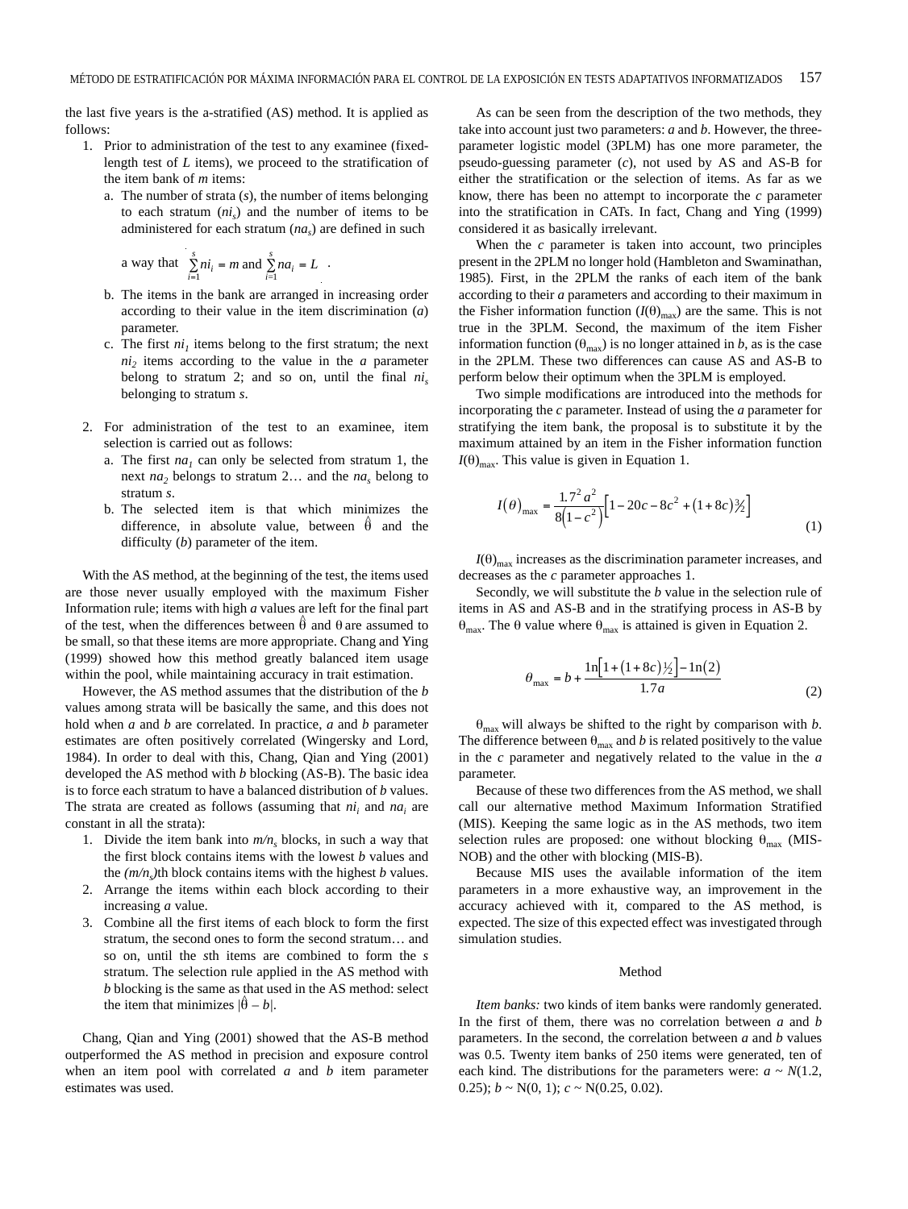the last five years is the a-stratified (AS) method. It is applied as follows:

1. Prior to administration of the test to any examinee (fixed-length test of *L* items), we proceed to the stratification of the item bank of *m* items:
   a. The number of strata (*s*), the number of items belonging to each stratum ($ni_s$) and the number of items to be administered for each stratum ($na_s$) are defined in such a way that $\sum_{i=1}^{s} ni_i = m$ and $\sum_{i=1}^{s} na_i = L$.
   b. The items in the bank are arranged in increasing order according to their value in the item discrimination (*a*) parameter.
   c. The first $ni_1$ items belong to the first stratum; the next $ni_2$ items according to the value in the *a* parameter belong to stratum 2; and so on, until the final $ni_s$ belonging to stratum *s*.

2. For administration of the test to an examinee, item selection is carried out as follows:
   a. The first $na_1$ can only be selected from stratum 1, the next $na_2$ belongs to stratum 2… and the $na_s$ belong to stratum *s*.
   b. The selected item is that which minimizes the difference, in absolute value, between $\hat{\theta}$ and the difficulty (*b*) parameter of the item.

With the AS method, at the beginning of the test, the items used are those never usually employed with the maximum Fisher Information rule; items with high *a* values are left for the final part of the test, when the differences between $\hat{\theta}$ and $\theta$ are assumed to be small, so that these items are more appropriate. Chang and Ying (1999) showed how this method greatly balanced item usage within the pool, while maintaining accuracy in trait estimation.

However, the AS method assumes that the distribution of the *b* values among strata will be basically the same, and this does not hold when *a* and *b* are correlated. In practice, *a* and *b* parameter estimates are often positively correlated (Wingersky and Lord, 1984). In order to deal with this, Chang, Qian and Ying (2001) developed the AS method with *b* blocking (AS-B). The basic idea is to force each stratum to have a balanced distribution of *b* values. The strata are created as follows (assuming that $ni_i$ and $na_i$ are constant in all the strata):

1. Divide the item bank into $m/n_s$ blocks, in such a way that the first block contains items with the lowest *b* values and the $(m/n_s)$th block contains items with the highest *b* values.
2. Arrange the items within each block according to their increasing *a* value.
3. Combine all the first items of each block to form the first stratum, the second ones to form the second stratum… and so on, until the *s*th items are combined to form the *s* stratum. The selection rule applied in the AS method with *b* blocking is the same as that used in the AS method: select the item that minimizes $|\hat{\theta} - b|$.

Chang, Qian and Ying (2001) showed that the AS-B method outperformed the AS method in precision and exposure control when an item pool with correlated *a* and *b* item parameter estimates was used.

As can be seen from the description of the two methods, they take into account just two parameters: *a* and *b*. However, the three-parameter logistic model (3PLM) has one more parameter, the pseudo-guessing parameter (*c*), not used by AS and AS-B for either the stratification or the selection of items. As far as we know, there has been no attempt to incorporate the *c* parameter into the stratification in CATs. In fact, Chang and Ying (1999) considered it as basically irrelevant.

When the *c* parameter is taken into account, two principles present in the 2PLM no longer hold (Hambleton and Swaminathan, 1985). First, in the 2PLM the ranks of each item of the bank according to their *a* parameters and according to their maximum in the Fisher information function ($I(\theta)_{max}$) are the same. This is not true in the 3PLM. Second, the maximum of the item Fisher information function ($\theta_{max}$) is no longer attained in *b*, as is the case in the 2PLM. These two differences can cause AS and AS-B to perform below their optimum when the 3PLM is employed.

Two simple modifications are introduced into the methods for incorporating the *c* parameter. Instead of using the *a* parameter for stratifying the item bank, the proposal is to substitute it by the maximum attained by an item in the Fisher information function $I(\theta)_{max}$. This value is given in Equation 1.

$$I(\theta)_{max} = \frac{1.7^2 a^2}{8\left(1-c^2\right)}\left[1 - 20c - 8c^2 + \left(1+8c\right)^{3/2}\right] \tag{1}$$

$I(\theta)_{max}$ increases as the discrimination parameter increases, and decreases as the *c* parameter approaches 1.

Secondly, we will substitute the *b* value in the selection rule of items in AS and AS-B and in the stratifying process in AS-B by $\theta_{max}$. The $\theta$ value where $\theta_{max}$ is attained is given in Equation 2.

$$\theta_{max} = b + \frac{\ln\left[1 + \left(1+8c\right)^{1/2}\right] - \ln(2)}{1.7a} \tag{2}$$

$\theta_{max}$ will always be shifted to the right by comparison with *b*. The difference between $\theta_{max}$ and *b* is related positively to the value in the *c* parameter and negatively related to the value in the *a* parameter.

Because of these two differences from the AS method, we shall call our alternative method Maximum Information Stratified (MIS). Keeping the same logic as in the AS methods, two item selection rules are proposed: one without blocking $\theta_{max}$ (MIS-NOB) and the other with blocking (MIS-B).

Because MIS uses the available information of the item parameters in a more exhaustive way, an improvement in the accuracy achieved with it, compared to the AS method, is expected. The size of this expected effect was investigated through simulation studies.

## Method

*Item banks:* two kinds of item banks were randomly generated. In the first of them, there was no correlation between *a* and *b* parameters. In the second, the correlation between *a* and *b* values was 0.5. Twenty item banks of 250 items were generated, ten of each kind. The distributions for the parameters were: $a \sim N(1.2, 0.25)$; $b \sim N(0, 1)$; $c \sim N(0.25, 0.02)$.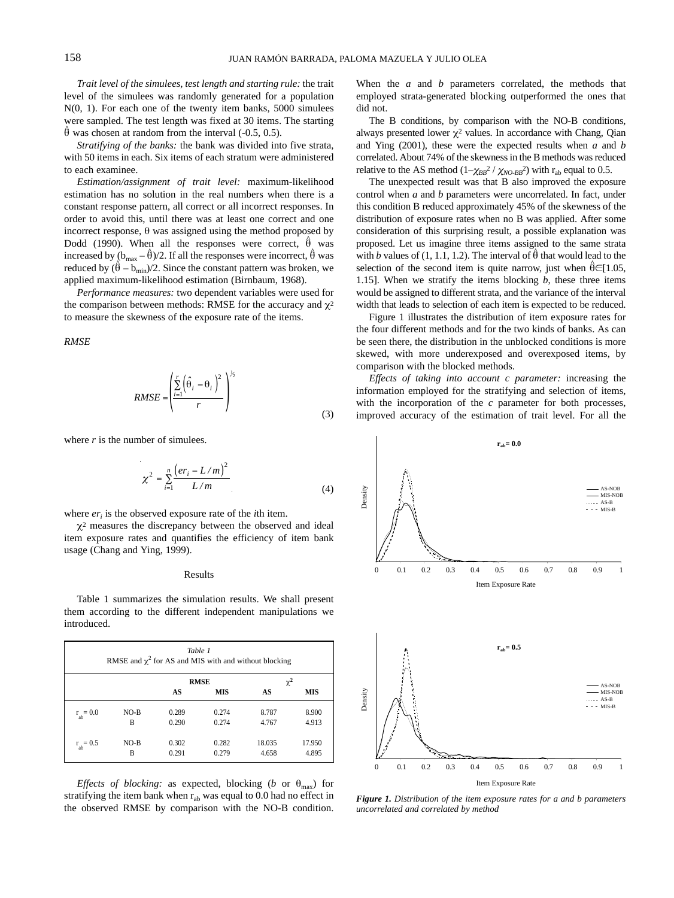*Trait level of the simulees, test length and starting rule:* the trait level of the simulees was randomly generated for a population N(0, 1). For each one of the twenty item banks, 5000 simulees were sampled. The test length was fixed at 30 items. The starting $\hat{\theta}$ was chosen at random from the interval (-0.5, 0.5).

*Stratifying of the banks:* the bank was divided into five strata, with 50 items in each. Six items of each stratum were administered to each examinee.

*Estimation/assignment of trait level:* maximum-likelihood estimation has no solution in the real numbers when there is a constant response pattern, all correct or all incorrect responses. In order to avoid this, until there was at least one correct and one incorrect response, θ was assigned using the method proposed by Dodd (1990). When all the responses were correct, $\hat{\theta}$ was increased by $(b_{max} - \hat{\theta})/2$. If all the responses were incorrect, $\hat{\theta}$ was reduced by $(\hat{\theta} - b_{min})/2$. Since the constant pattern was broken, we applied maximum-likelihood estimation (Birnbaum, 1968).

*Performance measures:* two dependent variables were used for the comparison between methods: RMSE for the accuracy and $\chi^2$ to measure the skewness of the exposure rate of the items.

*RMSE*

$$RMSE = \left( \frac{\sum_{i=1}^{r} \left( \hat{\theta}_i - \theta_i \right)^2}{r} \right)^{1/2} \tag{3}$$

where *r* is the number of simulees.

$$\chi^2 = \sum_{i=1}^{n} \frac{\left( er_i - L/m \right)^2}{L/m} \tag{4}$$

where $er_i$ is the observed exposure rate of the *i*th item.

$\chi^2$ measures the discrepancy between the observed and ideal item exposure rates and quantifies the efficiency of item bank usage (Chang and Ying, 1999).

## Results

Table 1 summarizes the simulation results. We shall present them according to the different independent manipulations we introduced.

*Table 1*
RMSE and $\chi^2$ for AS and MIS with and without blocking

| | | RMSE | | $\chi^2$ | |
|---|---|---|---|---|---|
| | | AS | MIS | AS | MIS |
| $r_{ab} = 0.0$ | NO-B | 0.289 | 0.274 | 8.787 | 8.900 |
| | B | 0.290 | 0.274 | 4.767 | 4.913 |
| $r_{ab} = 0.5$ | NO-B | 0.302 | 0.282 | 18.035 | 17.950 |
| | B | 0.291 | 0.279 | 4.658 | 4.895 |

*Effects of blocking:* as expected, blocking (*b* or $\theta_{max}$) for stratifying the item bank when $r_{ab}$ was equal to 0.0 had no effect in the observed RMSE by comparison with the NO-B condition. When the *a* and *b* parameters correlated, the methods that employed strata-generated blocking outperformed the ones that did not.

The B conditions, by comparison with the NO-B conditions, always presented lower $\chi^2$ values. In accordance with Chang, Qian and Ying (2001), these were the expected results when *a* and *b* correlated. About 74% of the skewness in the B methods was reduced relative to the AS method $(1-\chi_{BB}^2 / \chi_{NO\text{-}BB}^2)$ with $r_{ab}$ equal to 0.5.

The unexpected result was that B also improved the exposure control when *a* and *b* parameters were uncorrelated. In fact, under this condition B reduced approximately 45% of the skewness of the distribution of exposure rates when no B was applied. After some consideration of this surprising result, a possible explanation was proposed. Let us imagine three items assigned to the same strata with *b* values of (1, 1.1, 1.2). The interval of $\hat{\theta}$ that would lead to the selection of the second item is quite narrow, just when $\hat{\theta} \in [1.05, 1.15]$. When we stratify the items blocking *b*, these three items would be assigned to different strata, and the variance of the interval width that leads to selection of each item is expected to be reduced.

Figure 1 illustrates the distribution of item exposure rates for the four different methods and for the two kinds of banks. As can be seen there, the distribution in the unblocked conditions is more skewed, with more underexposed and overexposed items, by comparison with the blocked methods.

*Effects of taking into account c parameter:* increasing the information employed for the stratifying and selection of items, with the incorporation of the *c* parameter for both processes, improved accuracy of the estimation of trait level. For all the

***Figure 1.*** *Distribution of the item exposure rates for a and b parameters uncorrelated and correlated by method*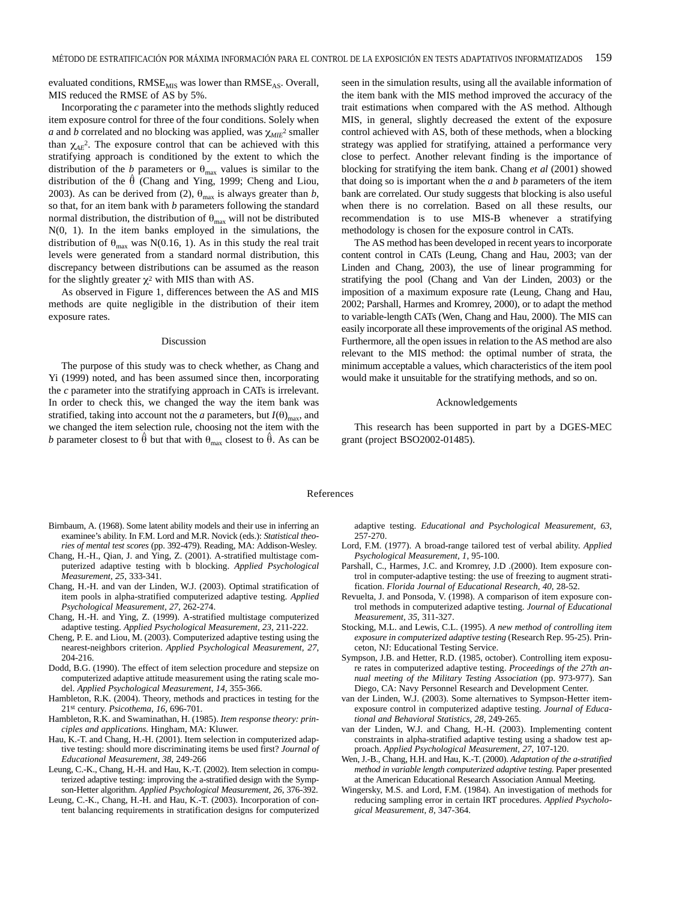evaluated conditions, $RMSE_{MIS}$ was lower than $RMSE_{AS}$. Overall, MIS reduced the RMSE of AS by 5%.

Incorporating the *c* parameter into the methods slightly reduced item exposure control for three of the four conditions. Solely when *a* and *b* correlated and no blocking was applied, was $\chi_{MIE}^2$ smaller than $\chi_{AE}^2$. The exposure control that can be achieved with this stratifying approach is conditioned by the extent to which the distribution of the *b* parameters or $\theta_{max}$ values is similar to the distribution of the $\hat{\theta}$ (Chang and Ying, 1999; Cheng and Liou, 2003). As can be derived from (2), $\theta_{max}$ is always greater than *b*, so that, for an item bank with *b* parameters following the standard normal distribution, the distribution of $\theta_{max}$ will not be distributed N(0, 1). In the item banks employed in the simulations, the distribution of $\theta_{max}$ was N(0.16, 1). As in this study the real trait levels were generated from a standard normal distribution, this discrepancy between distributions can be assumed as the reason for the slightly greater $\chi^2$ with MIS than with AS.

As observed in Figure 1, differences between the AS and MIS methods are quite negligible in the distribution of their item exposure rates.

## Discussion

The purpose of this study was to check whether, as Chang and Yi (1999) noted, and has been assumed since then, incorporating the *c* parameter into the stratifying approach in CATs is irrelevant. In order to check this, we changed the way the item bank was stratified, taking into account not the *a* parameters, but $I(\theta)_{max}$, and we changed the item selection rule, choosing not the item with the *b* parameter closest to $\hat{\theta}$ but that with $\theta_{max}$ closest to $\hat{\theta}$. As can be seen in the simulation results, using all the available information of the item bank with the MIS method improved the accuracy of the trait estimations when compared with the AS method. Although MIS, in general, slightly decreased the extent of the exposure control achieved with AS, both of these methods, when a blocking strategy was applied for stratifying, attained a performance very close to perfect. Another relevant finding is the importance of blocking for stratifying the item bank. Chang *et al* (2001) showed that doing so is important when the *a* and *b* parameters of the item bank are correlated. Our study suggests that blocking is also useful when there is no correlation. Based on all these results, our recommendation is to use MIS-B whenever a stratifying methodology is chosen for the exposure control in CATs.

The AS method has been developed in recent years to incorporate content control in CATs (Leung, Chang and Hau, 2003; van der Linden and Chang, 2003), the use of linear programming for stratifying the pool (Chang and Van der Linden, 2003) or the imposition of a maximum exposure rate (Leung, Chang and Hau, 2002; Parshall, Harmes and Kromrey, 2000), or to adapt the method to variable-length CATs (Wen, Chang and Hau, 2000). The MIS can easily incorporate all these improvements of the original AS method. Furthermore, all the open issues in relation to the AS method are also relevant to the MIS method: the optimal number of strata, the minimum acceptable a values, which characteristics of the item pool would make it unsuitable for the stratifying methods, and so on.

## Acknowledgements

This research has been supported in part by a DGES-MEC grant (project BSO2002-01485).

## References

Birnbaum, A. (1968). Some latent ability models and their use in inferring an examinee's ability. In F.M. Lord and M.R. Novick (eds.): *Statistical theories of mental test scores* (pp. 392-479). Reading, MA: Addison-Wesley.

Chang, H.-H., Qian, J. and Ying, Z. (2001). A-stratified multistage computerized adaptive testing with b blocking. *Applied Psychological Measurement, 25*, 333-341.

Chang, H.-H. and van der Linden, W.J. (2003). Optimal stratification of item pools in alpha-stratified computerized adaptive testing. *Applied Psychological Measurement, 27*, 262-274.

Chang, H.-H. and Ying, Z. (1999). A-stratified multistage computerized adaptive testing. *Applied Psychological Measurement, 23*, 211-222.

Cheng, P. E. and Liou, M. (2003). Computerized adaptive testing using the nearest-neighbors criterion. *Applied Psychological Measurement, 27*, 204-216.

Dodd, B.G. (1990). The effect of item selection procedure and stepsize on computerized adaptive attitude measurement using the rating scale model. *Applied Psychological Measurement, 14*, 355-366.

Hambleton, R.K. (2004). Theory, methods and practices in testing for the 21st century. *Psicothema, 16*, 696-701.

Hambleton, R.K. and Swaminathan, H. (1985). *Item response theory: principles and applications.* Hingham, MA: Kluwer.

Hau, K.-T. and Chang, H.-H. (2001). Item selection in computerized adaptive testing: should more discriminating items be used first? *Journal of Educational Measurement, 38*, 249-266

Leung, C.-K., Chang, H.-H. and Hau, K.-T. (2002). Item selection in computerized adaptive testing: improving the a-stratified design with the Sympson-Hetter algorithm. *Applied Psychological Measurement, 26*, 376-392.

Leung, C.-K., Chang, H.-H. and Hau, K.-T. (2003). Incorporation of content balancing requirements in stratification designs for computerized adaptive testing. *Educational and Psychological Measurement, 63*, 257-270.

Lord, F.M. (1977). A broad-range tailored test of verbal ability. *Applied Psychological Measurement, 1*, 95-100.

Parshall, C., Harmes, J.C. and Kromrey, J.D .(2000). Item exposure control in computer-adaptive testing: the use of freezing to augment stratification. *Florida Journal of Educational Research, 40*, 28-52.

Revuelta, J. and Ponsoda, V. (1998). A comparison of item exposure control methods in computerized adaptive testing. *Journal of Educational Measurement, 35*, 311-327.

Stocking, M.L. and Lewis, C.L. (1995). *A new method of controlling item exposure in computerized adaptive testing* (Research Rep. 95-25). Princeton, NJ: Educational Testing Service.

Sympson, J.B. and Hetter, R.D. (1985, october). Controlling item exposure rates in computerized adaptive testing. *Proceedings of the 27th annual meeting of the Military Testing Association* (pp. 973-977). San Diego, CA: Navy Personnel Research and Development Center.

van der Linden, W.J. (2003). Some alternatives to Sympson-Hetter item-exposure control in computerized adaptive testing. *Journal of Educational and Behavioral Statistics, 28*, 249-265.

van der Linden, W.J. and Chang, H.-H. (2003). Implementing content constraints in alpha-stratified adaptive testing using a shadow test approach. *Applied Psychological Measurement, 27*, 107-120.

Wen, J.-B., Chang, H.H. and Hau, K.-T. (2000). *Adaptation of the a-stratified method in variable length computerized adaptive testing.* Paper presented at the American Educational Research Association Annual Meeting.

Wingersky, M.S. and Lord, F.M. (1984). An investigation of methods for reducing sampling error in certain IRT procedures. *Applied Psychological Measurement, 8*, 347-364.